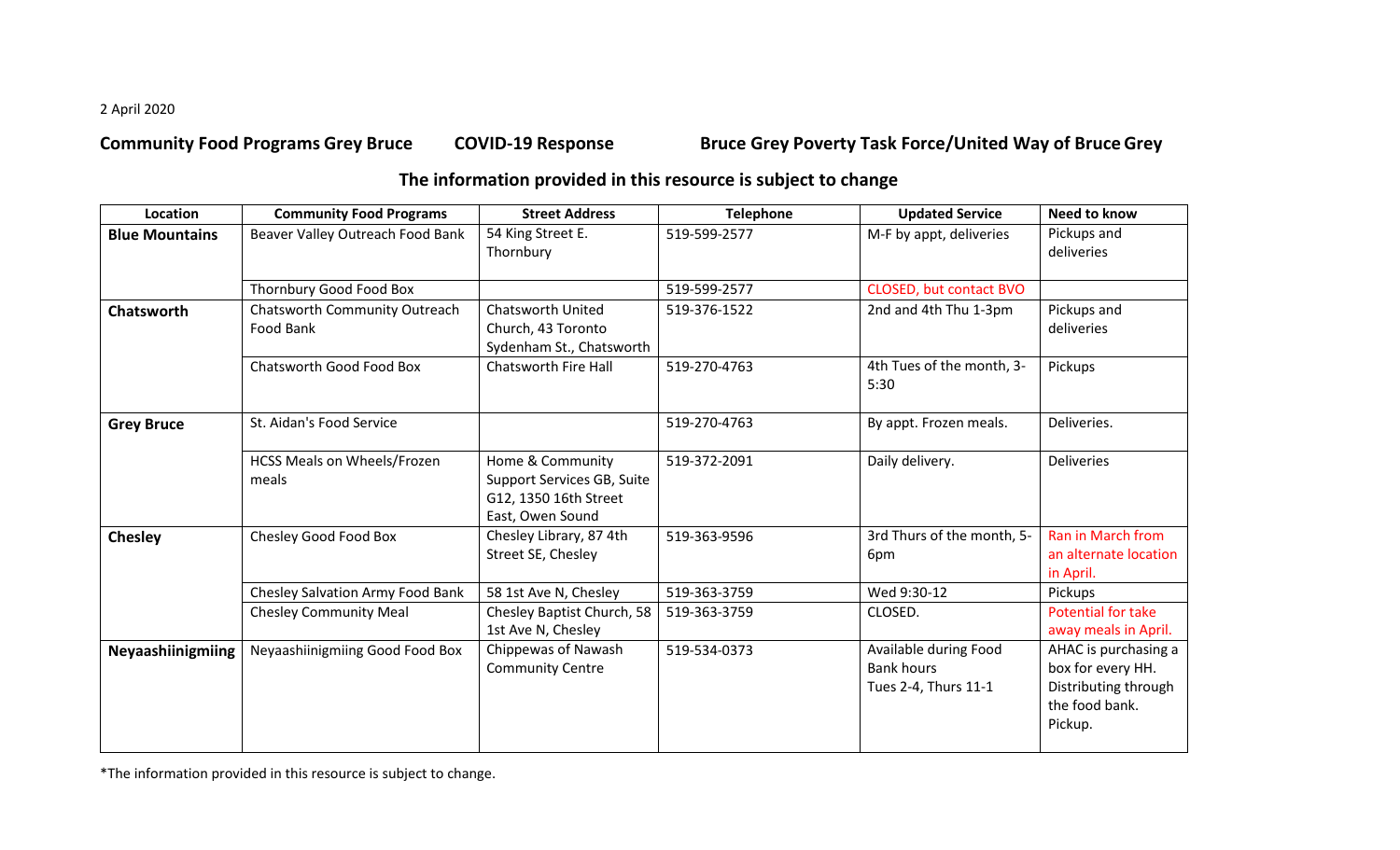2 April 2020

**Community Food Programs Grey Bruce        COVID-19 Response        Bruce Grey Poverty Task Force/United Way of Bruce Grey**

## The information provided in this resource is subject to change

| Location | Community Food Programs | Street Address | Telephone | Updated Service | Need to know |
|---|---|---|---|---|---|
| **Blue Mountains** | Beaver Valley Outreach Food Bank | 54 King Street E. Thornbury | 519-599-2577 | M-F by appt, deliveries | Pickups and deliveries |
| | Thornbury Good Food Box | | 519-599-2577 | CLOSED, but contact BVO | |
| **Chatsworth** | Chatsworth Community Outreach Food Bank | Chatsworth United Church, 43 Toronto Sydenham St., Chatsworth | 519-376-1522 | 2nd and 4th Thu 1-3pm | Pickups and deliveries |
| | Chatsworth Good Food Box | Chatsworth Fire Hall | 519-270-4763 | 4th Tues of the month, 3-5:30 | Pickups |
| **Grey Bruce** | St. Aidan's Food Service | | 519-270-4763 | By appt. Frozen meals. | Deliveries. |
| | HCSS Meals on Wheels/Frozen meals | Home & Community Support Services GB, Suite G12, 1350 16th Street East, Owen Sound | 519-372-2091 | Daily delivery. | Deliveries |
| **Chesley** | Chesley Good Food Box | Chesley Library, 87 4th Street SE, Chesley | 519-363-9596 | 3rd Thurs of the month, 5-6pm | Ran in March from an alternate location in April. |
| | Chesley Salvation Army Food Bank | 58 1st Ave N, Chesley | 519-363-3759 | Wed 9:30-12 | Pickups |
| | Chesley Community Meal | Chesley Baptist Church, 58 1st Ave N, Chesley | 519-363-3759 | CLOSED. | Potential for take away meals in April. |
| **Neyaashiinigmiing** | Neyaashiinigmiing Good Food Box | Chippewas of Nawash Community Centre | 519-534-0373 | Available during Food Bank hours Tues 2-4, Thurs 11-1 | AHAC is purchasing a box for every HH. Distributing through the food bank. Pickup. |

*The information provided in this resource is subject to change.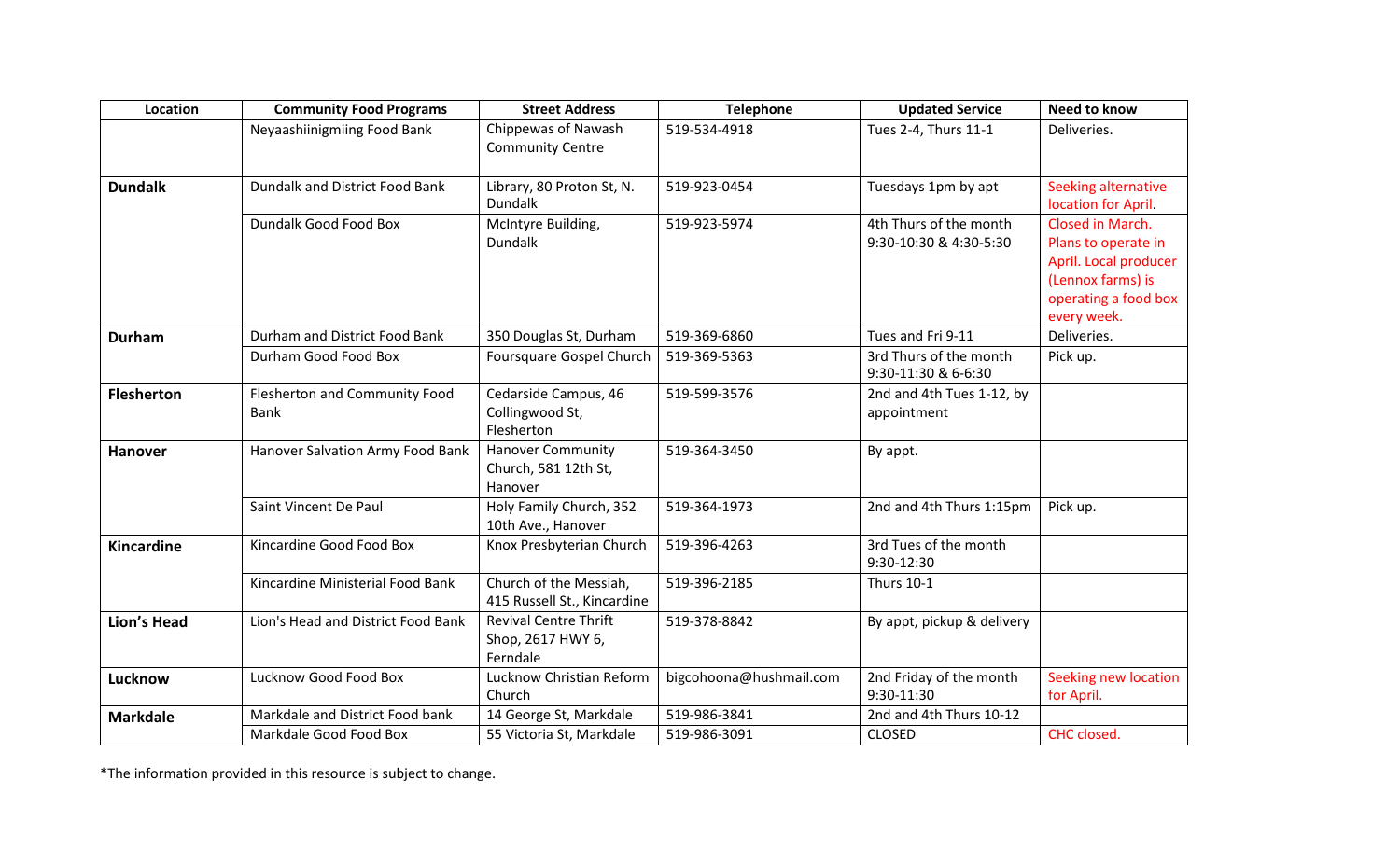| Location | Community Food Programs | Street Address | Telephone | Updated Service | Need to know |
|---|---|---|---|---|---|
| | Neyaashiinigmiing Food Bank | Chippewas of Nawash Community Centre | 519-534-4918 | Tues 2-4, Thurs 11-1 | Deliveries. |
| **Dundalk** | Dundalk and District Food Bank | Library, 80 Proton St, N. Dundalk | 519-923-0454 | Tuesdays 1pm by apt | Seeking alternative location for April. |
| | Dundalk Good Food Box | McIntyre Building, Dundalk | 519-923-5974 | 4th Thurs of the month 9:30-10:30 & 4:30-5:30 | Closed in March. Plans to operate in April. Local producer (Lennox farms) is operating a food box every week. |
| **Durham** | Durham and District Food Bank | 350 Douglas St, Durham | 519-369-6860 | Tues and Fri 9-11 | Deliveries. |
| | Durham Good Food Box | Foursquare Gospel Church | 519-369-5363 | 3rd Thurs of the month 9:30-11:30 & 6-6:30 | Pick up. |
| **Flesherton** | Flesherton and Community Food Bank | Cedarside Campus, 46 Collingwood St, Flesherton | 519-599-3576 | 2nd and 4th Tues 1-12, by appointment | |
| **Hanover** | Hanover Salvation Army Food Bank | Hanover Community Church, 581 12th St, Hanover | 519-364-3450 | By appt. | |
| | Saint Vincent De Paul | Holy Family Church, 352 10th Ave., Hanover | 519-364-1973 | 2nd and 4th Thurs 1:15pm | Pick up. |
| **Kincardine** | Kincardine Good Food Box | Knox Presbyterian Church | 519-396-4263 | 3rd Tues of the month 9:30-12:30 | |
| | Kincardine Ministerial Food Bank | Church of the Messiah, 415 Russell St., Kincardine | 519-396-2185 | Thurs 10-1 | |
| **Lion's Head** | Lion's Head and District Food Bank | Revival Centre Thrift Shop, 2617 HWY 6, Ferndale | 519-378-8842 | By appt, pickup & delivery | |
| **Lucknow** | Lucknow Good Food Box | Lucknow Christian Reform Church | bigcohoona@hushmail.com | 2nd Friday of the month 9:30-11:30 | Seeking new location for April. |
| **Markdale** | Markdale and District Food bank | 14 George St, Markdale | 519-986-3841 | 2nd and 4th Thurs 10-12 | |
| | Markdale Good Food Box | 55 Victoria St, Markdale | 519-986-3091 | CLOSED | CHC closed. |

*The information provided in this resource is subject to change.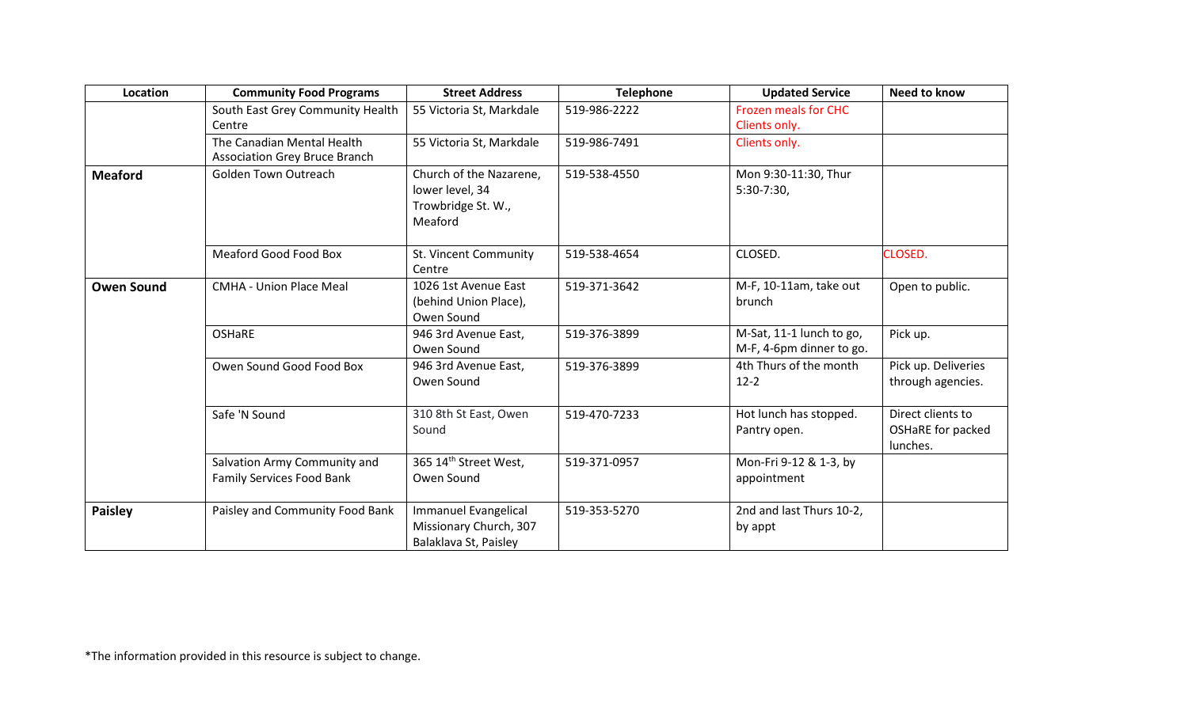| Location | Community Food Programs | Street Address | Telephone | Updated Service | Need to know |
| --- | --- | --- | --- | --- | --- |
| | South East Grey Community Health Centre | 55 Victoria St, Markdale | 519-986-2222 | Frozen meals for CHC Clients only. | |
| | The Canadian Mental Health Association Grey Bruce Branch | 55 Victoria St, Markdale | 519-986-7491 | Clients only. | |
| **Meaford** | Golden Town Outreach | Church of the Nazarene, lower level, 34 Trowbridge St. W., Meaford | 519-538-4550 | Mon 9:30-11:30, Thur 5:30-7:30, | |
| | Meaford Good Food Box | St. Vincent Community Centre | 519-538-4654 | CLOSED. | CLOSED. |
| **Owen Sound** | CMHA - Union Place Meal | 1026 1st Avenue East (behind Union Place), Owen Sound | 519-371-3642 | M-F, 10-11am, take out brunch | Open to public. |
| | OSHaRE | 946 3rd Avenue East, Owen Sound | 519-376-3899 | M-Sat, 11-1 lunch to go, M-F, 4-6pm dinner to go. | Pick up. |
| | Owen Sound Good Food Box | 946 3rd Avenue East, Owen Sound | 519-376-3899 | 4th Thurs of the month 12-2 | Pick up. Deliveries through agencies. |
| | Safe 'N Sound | 310 8th St East, Owen Sound | 519-470-7233 | Hot lunch has stopped. Pantry open. | Direct clients to OSHaRE for packed lunches. |
| | Salvation Army Community and Family Services Food Bank | 365 14th Street West, Owen Sound | 519-371-0957 | Mon-Fri 9-12 & 1-3, by appointment | |
| **Paisley** | Paisley and Community Food Bank | Immanuel Evangelical Missionary Church, 307 Balaklava St, Paisley | 519-353-5270 | 2nd and last Thurs 10-2, by appt | |

*The information provided in this resource is subject to change.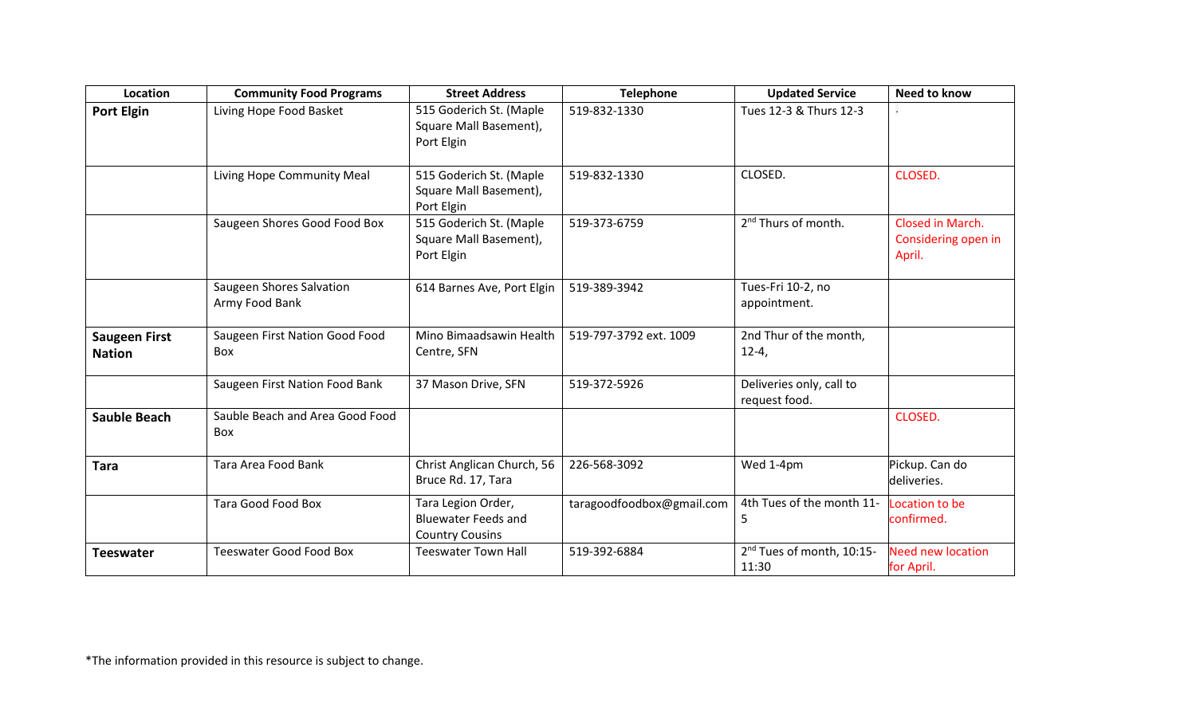| Location | Community Food Programs | Street Address | Telephone | Updated Service | Need to know |
|---|---|---|---|---|---|
| **Port Elgin** | Living Hope Food Basket | 515 Goderich St. (Maple Square Mall Basement), Port Elgin | 519-832-1330 | Tues 12-3 & Thurs 12-3 | |
| | Living Hope Community Meal | 515 Goderich St. (Maple Square Mall Basement), Port Elgin | 519-832-1330 | CLOSED. | CLOSED. |
| | Saugeen Shores Good Food Box | 515 Goderich St. (Maple Square Mall Basement), Port Elgin | 519-373-6759 | 2nd Thurs of month. | Closed in March. Considering open in April. |
| | Saugeen Shores Salvation Army Food Bank | 614 Barnes Ave, Port Elgin | 519-389-3942 | Tues-Fri 10-2, no appointment. | |
| **Saugeen First Nation** | Saugeen First Nation Good Food Box | Mino Bimaadsawin Health Centre, SFN | 519-797-3792 ext. 1009 | 2nd Thur of the month, 12-4, | |
| | Saugeen First Nation Food Bank | 37 Mason Drive, SFN | 519-372-5926 | Deliveries only, call to request food. | |
| **Sauble Beach** | Sauble Beach and Area Good Food Box | | | | CLOSED. |
| **Tara** | Tara Area Food Bank | Christ Anglican Church, 56 Bruce Rd. 17, Tara | 226-568-3092 | Wed 1-4pm | Pickup. Can do deliveries. |
| | Tara Good Food Box | Tara Legion Order, Bluewater Feeds and Country Cousins | taragoodfoodbox@gmail.com | 4th Tues of the month 11-5 | Location to be confirmed. |
| **Teeswater** | Teeswater Good Food Box | Teeswater Town Hall | 519-392-6884 | 2nd Tues of month, 10:15-11:30 | Need new location for April. |

*The information provided in this resource is subject to change.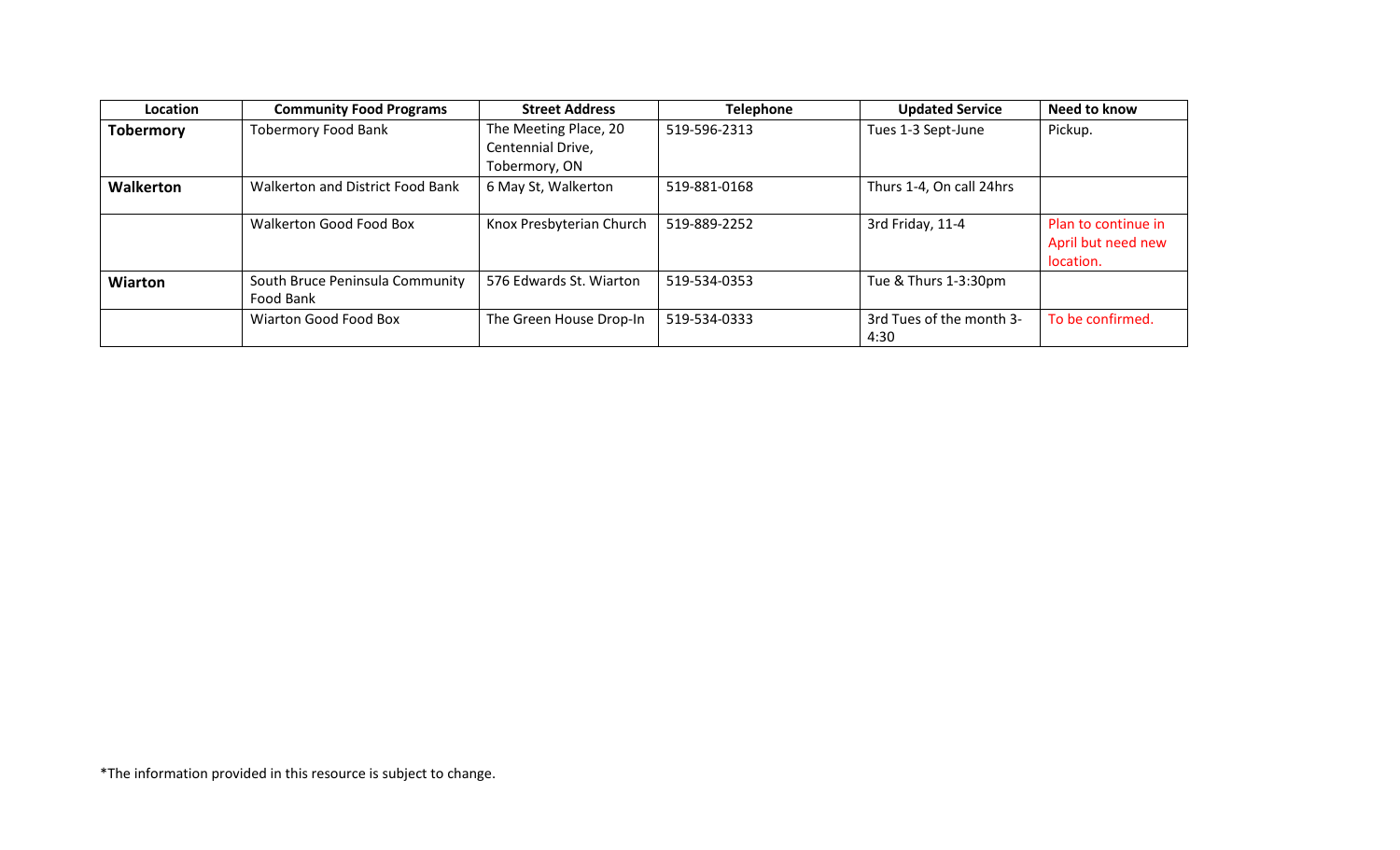| Location | Community Food Programs | Street Address | Telephone | Updated Service | Need to know |
|---|---|---|---|---|---|
| **Tobermory** | Tobermory Food Bank | The Meeting Place, 20 Centennial Drive, Tobermory, ON | 519-596-2313 | Tues 1-3 Sept-June | Pickup. |
| **Walkerton** | Walkerton and District Food Bank | 6 May St, Walkerton | 519-881-0168 | Thurs 1-4, On call 24hrs | |
| | Walkerton Good Food Box | Knox Presbyterian Church | 519-889-2252 | 3rd Friday, 11-4 | Plan to continue in April but need new location. |
| **Wiarton** | South Bruce Peninsula Community Food Bank | 576 Edwards St. Wiarton | 519-534-0353 | Tue & Thurs 1-3:30pm | |
| | Wiarton Good Food Box | The Green House Drop-In | 519-534-0333 | 3rd Tues of the month 3-4:30 | To be confirmed. |

*The information provided in this resource is subject to change.